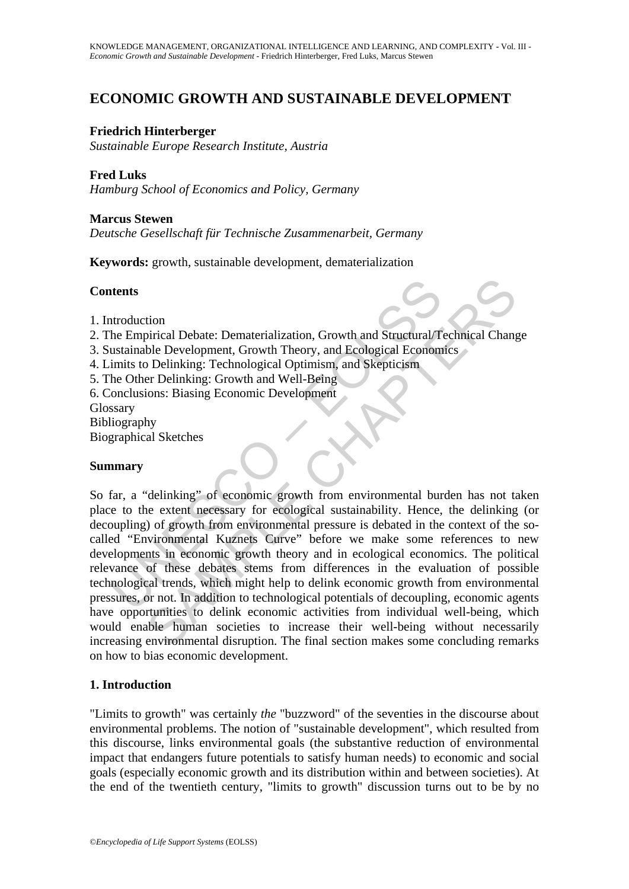# ECONOMIC GROWTH AND SUSTAINABLE DEVELOPMENT

**Friedrich Hinterberger**
*Sustainable Europe Research Institute, Austria*

**Fred Luks**
*Hamburg School of Economics and Policy, Germany*

**Marcus Stewen**
*Deutsche Gesellschaft für Technische Zusammenarbeit, Germany*

**Keywords:** growth, sustainable development, dematerialization

## Contents

1. Introduction
2. The Empirical Debate: Dematerialization, Growth and Structural/Technical Change
3. Sustainable Development, Growth Theory, and Ecological Economics
4. Limits to Delinking: Technological Optimism, and Skepticism
5. The Other Delinking: Growth and Well-Being
6. Conclusions: Biasing Economic Development

Glossary
Bibliography
Biographical Sketches

## Summary

So far, a "delinking" of economic growth from environmental burden has not taken place to the extent necessary for ecological sustainability. Hence, the delinking (or decoupling) of growth from environmental pressure is debated in the context of the so-called "Environmental Kuznets Curve" before we make some references to new developments in economic growth theory and in ecological economics. The political relevance of these debates stems from differences in the evaluation of possible technological trends, which might help to delink economic growth from environmental pressures, or not. In addition to technological potentials of decoupling, economic agents have opportunities to delink economic activities from individual well-being, which would enable human societies to increase their well-being without necessarily increasing environmental disruption. The final section makes some concluding remarks on how to bias economic development.

## 1. Introduction

"Limits to growth" was certainly *the* "buzzword" of the seventies in the discourse about environmental problems. The notion of "sustainable development", which resulted from this discourse, links environmental goals (the substantive reduction of environmental impact that endangers future potentials to satisfy human needs) to economic and social goals (especially economic growth and its distribution within and between societies). At the end of the twentieth century, "limits to growth" discussion turns out to be by no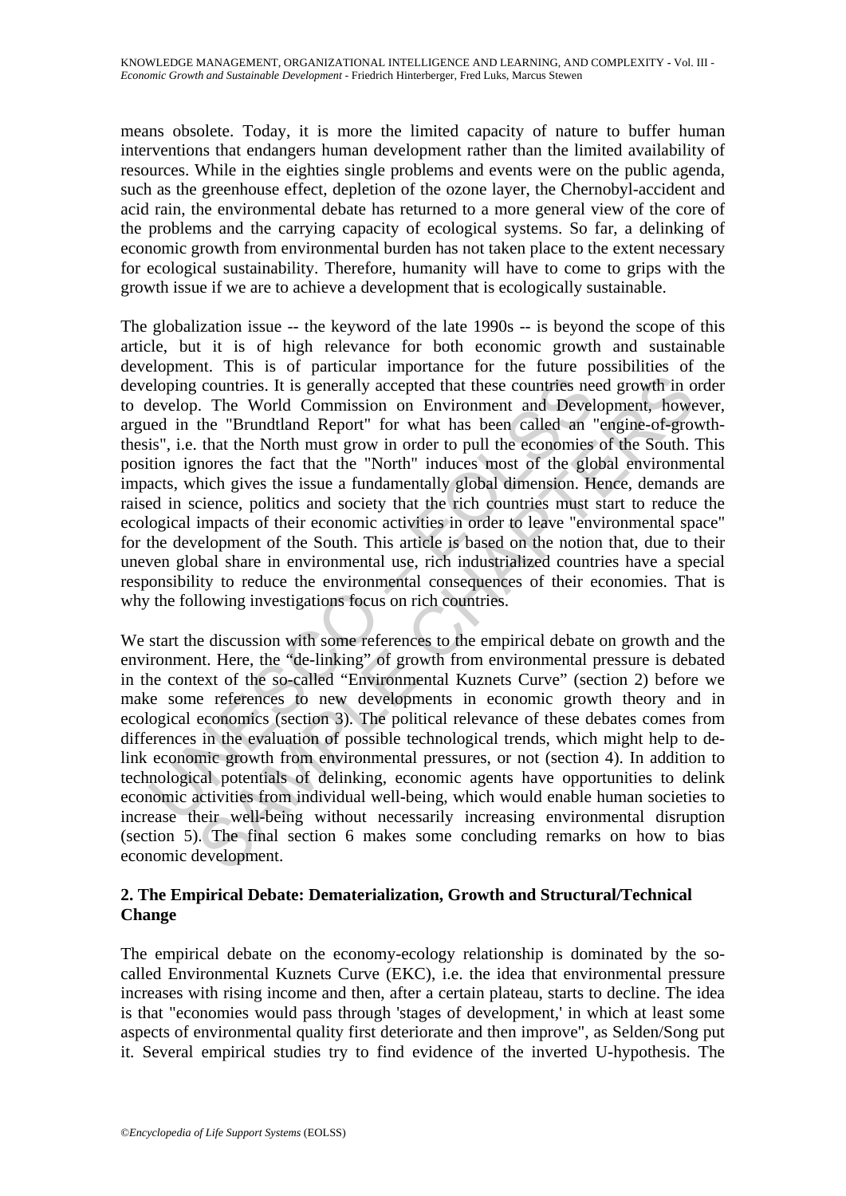means obsolete. Today, it is more the limited capacity of nature to buffer human interventions that endangers human development rather than the limited availability of resources. While in the eighties single problems and events were on the public agenda, such as the greenhouse effect, depletion of the ozone layer, the Chernobyl-accident and acid rain, the environmental debate has returned to a more general view of the core of the problems and the carrying capacity of ecological systems. So far, a delinking of economic growth from environmental burden has not taken place to the extent necessary for ecological sustainability. Therefore, humanity will have to come to grips with the growth issue if we are to achieve a development that is ecologically sustainable.

The globalization issue -- the keyword of the late 1990s -- is beyond the scope of this article, but it is of high relevance for both economic growth and sustainable development. This is of particular importance for the future possibilities of the developing countries. It is generally accepted that these countries need growth in order to develop. The World Commission on Environment and Development, however, argued in the "Brundtland Report" for what has been called an "engine-of-growth-thesis", i.e. that the North must grow in order to pull the economies of the South. This position ignores the fact that the "North" induces most of the global environmental impacts, which gives the issue a fundamentally global dimension. Hence, demands are raised in science, politics and society that the rich countries must start to reduce the ecological impacts of their economic activities in order to leave "environmental space" for the development of the South. This article is based on the notion that, due to their uneven global share in environmental use, rich industrialized countries have a special responsibility to reduce the environmental consequences of their economies. That is why the following investigations focus on rich countries.

We start the discussion with some references to the empirical debate on growth and the environment. Here, the "de-linking" of growth from environmental pressure is debated in the context of the so-called "Environmental Kuznets Curve" (section 2) before we make some references to new developments in economic growth theory and in ecological economics (section 3). The political relevance of these debates comes from differences in the evaluation of possible technological trends, which might help to de-link economic growth from environmental pressures, or not (section 4). In addition to technological potentials of delinking, economic agents have opportunities to delink economic activities from individual well-being, which would enable human societies to increase their well-being without necessarily increasing environmental disruption (section 5). The final section 6 makes some concluding remarks on how to bias economic development.

## 2. The Empirical Debate: Dematerialization, Growth and Structural/Technical Change

The empirical debate on the economy-ecology relationship is dominated by the so-called Environmental Kuznets Curve (EKC), i.e. the idea that environmental pressure increases with rising income and then, after a certain plateau, starts to decline. The idea is that "economies would pass through 'stages of development,' in which at least some aspects of environmental quality first deteriorate and then improve", as Selden/Song put it. Several empirical studies try to find evidence of the inverted U-hypothesis. The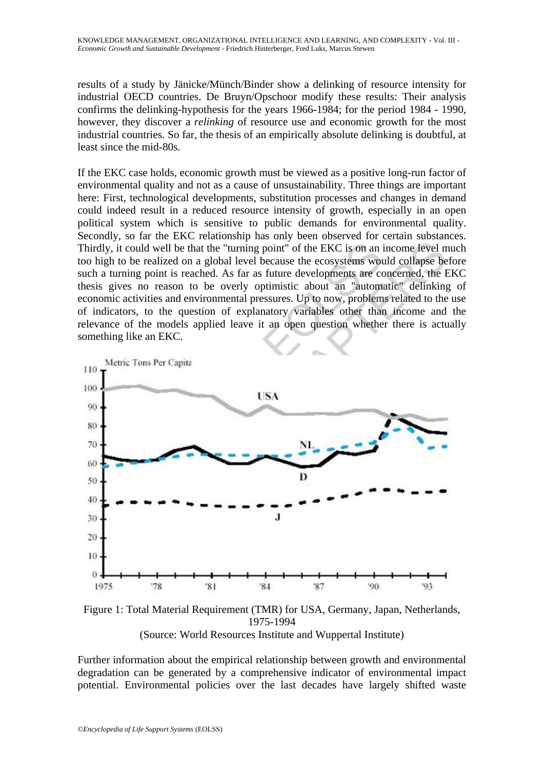results of a study by Jänicke/Münch/Binder show a delinking of resource intensity for industrial OECD countries. De Bruyn/Opschoor modify these results: Their analysis confirms the delinking-hypothesis for the years 1966-1984; for the period 1984 - 1990, however, they discover a *relinking* of resource use and economic growth for the most industrial countries. So far, the thesis of an empirically absolute delinking is doubtful, at least since the mid-80s.

If the EKC case holds, economic growth must be viewed as a positive long-run factor of environmental quality and not as a cause of unsustainability. Three things are important here: First, technological developments, substitution processes and changes in demand could indeed result in a reduced resource intensity of growth, especially in an open political system which is sensitive to public demands for environmental quality. Secondly, so far the EKC relationship has only been observed for certain substances. Thirdly, it could well be that the "turning point" of the EKC is on an income level much too high to be realized on a global level because the ecosystems would collapse before such a turning point is reached. As far as future developments are concerned, the EKC thesis gives no reason to be overly optimistic about an "automatic" delinking of economic activities and environmental pressures. Up to now, problems related to the use of indicators, to the question of explanatory variables other than income and the relevance of the models applied leave it an open question whether there is actually something like an EKC.

Figure 1: Total Material Requirement (TMR) for USA, Germany, Japan, Netherlands, 1975-1994
(Source: World Resources Institute and Wuppertal Institute)

Further information about the empirical relationship between growth and environmental degradation can be generated by a comprehensive indicator of environmental impact potential. Environmental policies over the last decades have largely shifted waste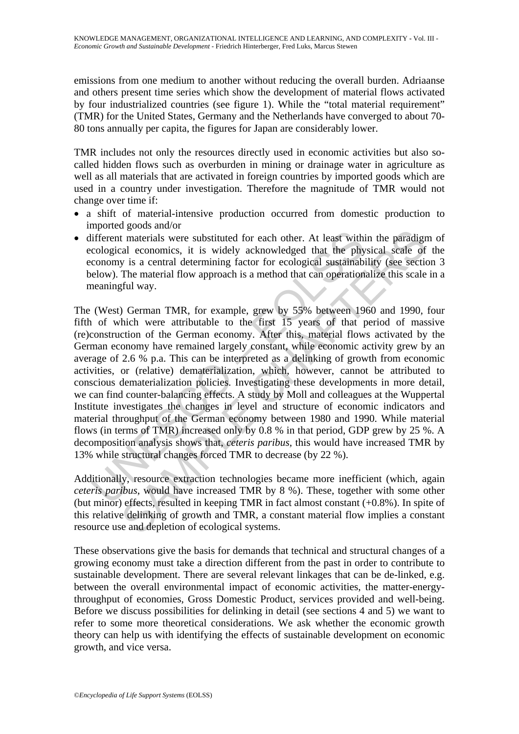emissions from one medium to another without reducing the overall burden. Adriaanse and others present time series which show the development of material flows activated by four industrialized countries (see figure 1). While the "total material requirement" (TMR) for the United States, Germany and the Netherlands have converged to about 70-80 tons annually per capita, the figures for Japan are considerably lower.

TMR includes not only the resources directly used in economic activities but also so-called hidden flows such as overburden in mining or drainage water in agriculture as well as all materials that are activated in foreign countries by imported goods which are used in a country under investigation. Therefore the magnitude of TMR would not change over time if:

- a shift of material-intensive production occurred from domestic production to imported goods and/or
- different materials were substituted for each other. At least within the paradigm of ecological economics, it is widely acknowledged that the physical scale of the economy is a central determining factor for ecological sustainability (see section 3 below). The material flow approach is a method that can operationalize this scale in a meaningful way.

The (West) German TMR, for example, grew by 55% between 1960 and 1990, four fifth of which were attributable to the first 15 years of that period of massive (re)construction of the German economy. After this, material flows activated by the German economy have remained largely constant, while economic activity grew by an average of 2.6 % p.a. This can be interpreted as a delinking of growth from economic activities, or (relative) dematerialization, which, however, cannot be attributed to conscious dematerialization policies. Investigating these developments in more detail, we can find counter-balancing effects. A study by Moll and colleagues at the Wuppertal Institute investigates the changes in level and structure of economic indicators and material throughput of the German economy between 1980 and 1990. While material flows (in terms of TMR) increased only by 0.8 % in that period, GDP grew by 25 %. A decomposition analysis shows that, *ceteris paribus*, this would have increased TMR by 13% while structural changes forced TMR to decrease (by 22 %).

Additionally, resource extraction technologies became more inefficient (which, again *ceteris paribus*, would have increased TMR by 8 %). These, together with some other (but minor) effects, resulted in keeping TMR in fact almost constant (+0.8%). In spite of this relative delinking of growth and TMR, a constant material flow implies a constant resource use and depletion of ecological systems.

These observations give the basis for demands that technical and structural changes of a growing economy must take a direction different from the past in order to contribute to sustainable development. There are several relevant linkages that can be de-linked, e.g. between the overall environmental impact of economic activities, the matter-energy-throughput of economies, Gross Domestic Product, services provided and well-being. Before we discuss possibilities for delinking in detail (see sections 4 and 5) we want to refer to some more theoretical considerations. We ask whether the economic growth theory can help us with identifying the effects of sustainable development on economic growth, and vice versa.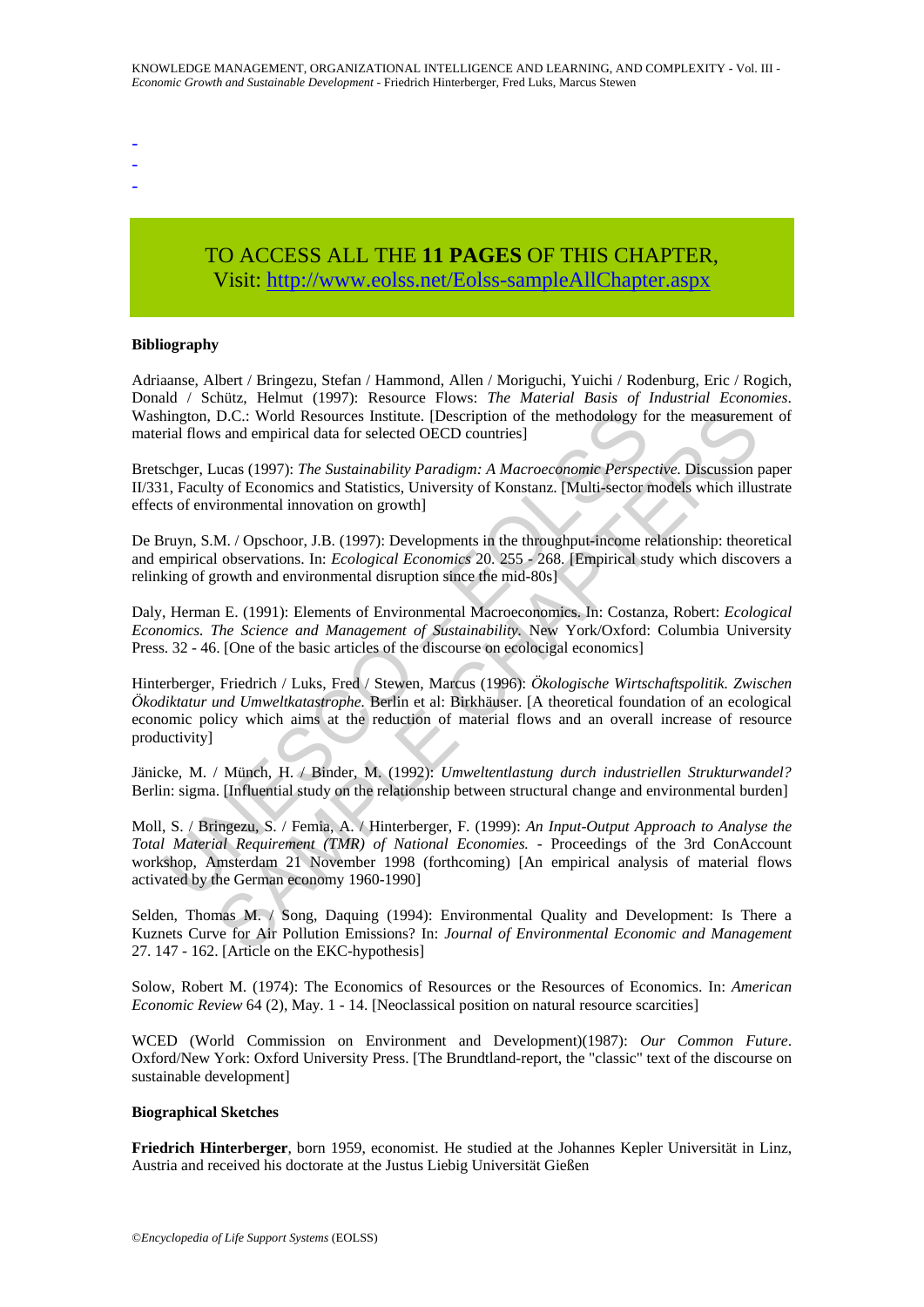-
-
-

TO ACCESS ALL THE **11 PAGES** OF THIS CHAPTER,
Visit: http://www.eolss.net/Eolss-sampleAllChapter.aspx

**Bibliography**

Adriaanse, Albert / Bringezu, Stefan / Hammond, Allen / Moriguchi, Yuichi / Rodenburg, Eric / Rogich, Donald / Schütz, Helmut (1997): Resource Flows: *The Material Basis of Industrial Economies*. Washington, D.C.: World Resources Institute. [Description of the methodology for the measurement of material flows and empirical data for selected OECD countries]

Bretschger, Lucas (1997): *The Sustainability Paradigm: A Macroeconomic Perspective*. Discussion paper II/331, Faculty of Economics and Statistics, University of Konstanz. [Multi-sector models which illustrate effects of environmental innovation on growth]

De Bruyn, S.M. / Opschoor, J.B. (1997): Developments in the throughput-income relationship: theoretical and empirical observations. In: *Ecological Economics* 20. 255 - 268. [Empirical study which discovers a relinking of growth and environmental disruption since the mid-80s]

Daly, Herman E. (1991): Elements of Environmental Macroeconomics. In: Costanza, Robert: *Ecological Economics. The Science and Management of Sustainability*. New York/Oxford: Columbia University Press. 32 - 46. [One of the basic articles of the discourse on ecologigal economics]

Hinterberger, Friedrich / Luks, Fred / Stewen, Marcus (1996): *Ökologische Wirtschaftspolitik. Zwischen Ökodiktatur und Umweltkatastrophe*. Berlin et al: Birkhäuser. [A theoretical foundation of an ecological economic policy which aims at the reduction of material flows and an overall increase of resource productivity]

Jänicke, M. / Münch, H. / Binder, M. (1992): *Umweltentlastung durch industriellen Strukturwandel?* Berlin: sigma. [Influential study on the relationship between structural change and environmental burden]

Moll, S. / Bringezu, S. / Femia, A. / Hinterberger, F. (1999): *An Input-Output Approach to Analyse the Total Material Requirement (TMR) of National Economies*. - Proceedings of the 3rd ConAccount workshop, Amsterdam 21 November 1998 (forthcoming) [An empirical analysis of material flows activated by the German economy 1960-1990]

Selden, Thomas M. / Song, Daquing (1994): Environmental Quality and Development: Is There a Kuznets Curve for Air Pollution Emissions? In: *Journal of Environmental Economic and Management* 27. 147 - 162. [Article on the EKC-hypothesis]

Solow, Robert M. (1974): The Economics of Resources or the Resources of Economics. In: *American Economic Review* 64 (2), May. 1 - 14. [Neoclassical position on natural resource scarcities]

WCED (World Commission on Environment and Development)(1987): *Our Common Future*. Oxford/New York: Oxford University Press. [The Brundtland-report, the "classic" text of the discourse on sustainable development]

**Biographical Sketches**

**Friedrich Hinterberger**, born 1959, economist. He studied at the Johannes Kepler Universität in Linz, Austria and received his doctorate at the Justus Liebig Universität Gießen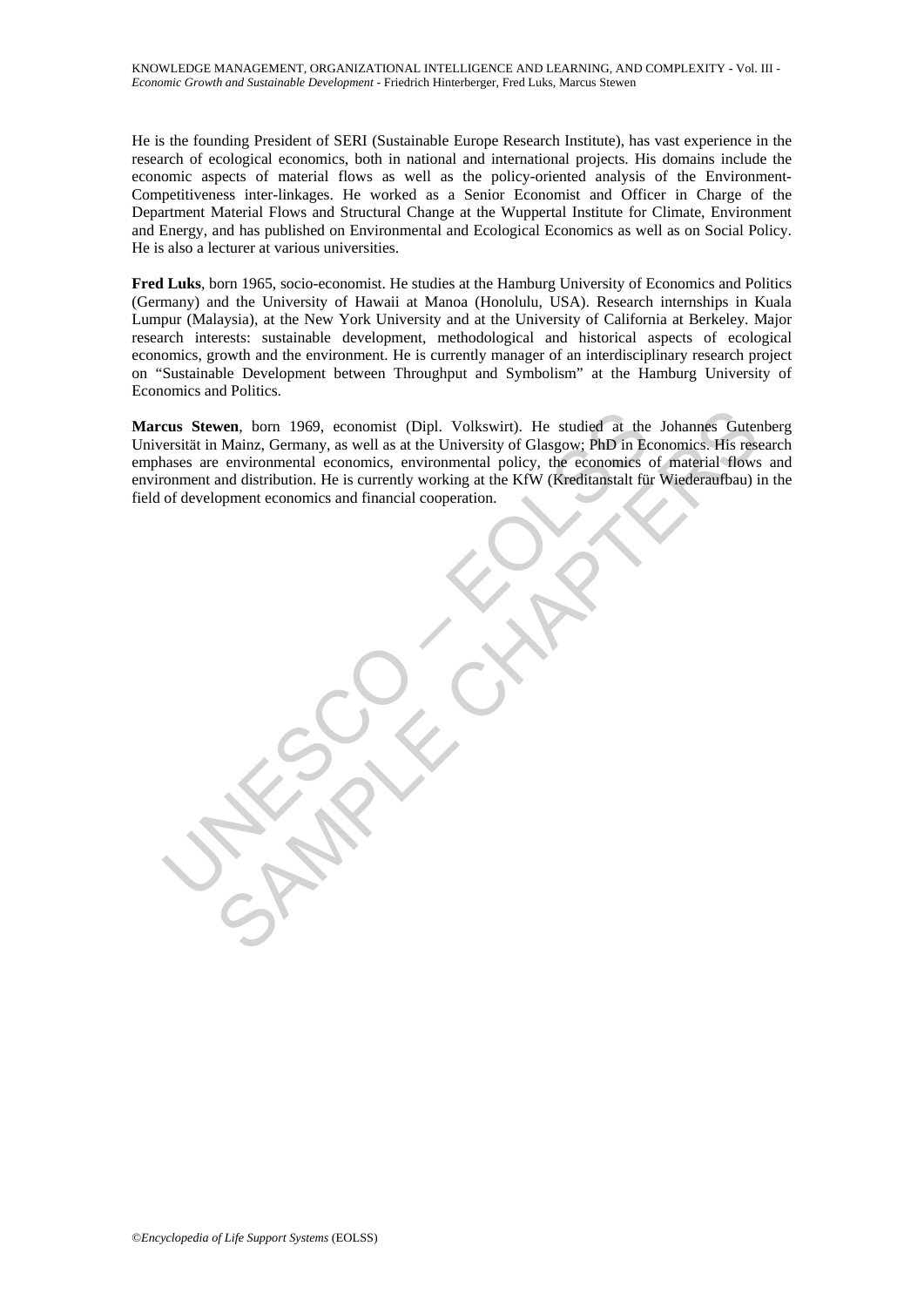He is the founding President of SERI (Sustainable Europe Research Institute), has vast experience in the research of ecological economics, both in national and international projects. His domains include the economic aspects of material flows as well as the policy-oriented analysis of the Environment-Competitiveness inter-linkages. He worked as a Senior Economist and Officer in Charge of the Department Material Flows and Structural Change at the Wuppertal Institute for Climate, Environment and Energy, and has published on Environmental and Ecological Economics as well as on Social Policy. He is also a lecturer at various universities.

**Fred Luks**, born 1965, socio-economist. He studies at the Hamburg University of Economics and Politics (Germany) and the University of Hawaii at Manoa (Honolulu, USA). Research internships in Kuala Lumpur (Malaysia), at the New York University and at the University of California at Berkeley. Major research interests: sustainable development, methodological and historical aspects of ecological economics, growth and the environment. He is currently manager of an interdisciplinary research project on "Sustainable Development between Throughput and Symbolism" at the Hamburg University of Economics and Politics.

**Marcus Stewen**, born 1969, economist (Dipl. Volkswirt). He studied at the Johannes Gutenberg Universität in Mainz, Germany, as well as at the University of Glasgow; PhD in Economics. His research emphases are environmental economics, environmental policy, the economics of material flows and environment and distribution. He is currently working at the KfW (Kreditanstalt für Wiederaufbau) in the field of development economics and financial cooperation.